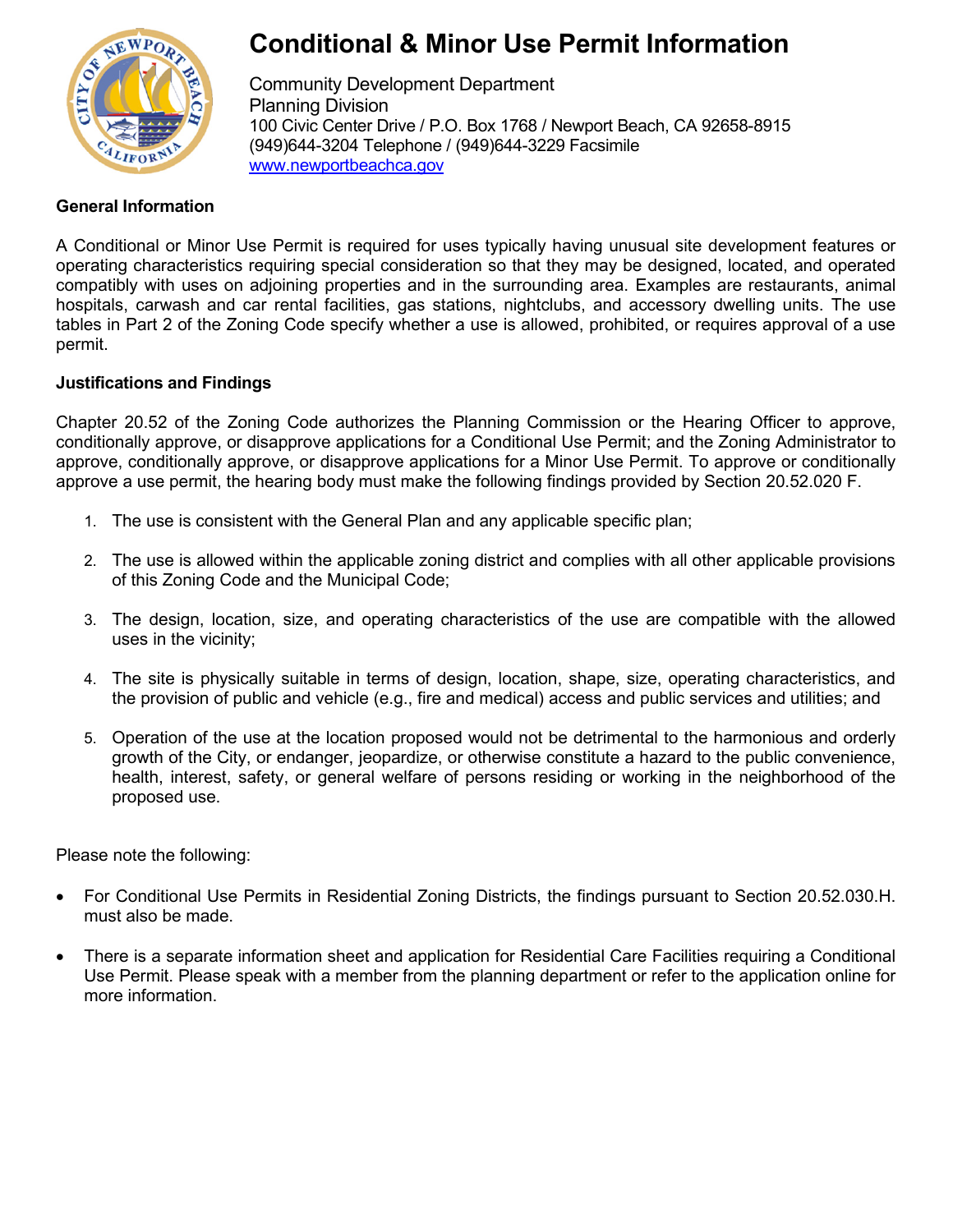# Conditional & Minor Use Permit Information

Community Development Department
Planning Division
100 Civic Center Drive / P.O. Box 1768 / Newport Beach, CA 92658-8915
(949)644-3204 Telephone / (949)644-3229 Facsimile
www.newportbeachca.gov

**General Information**

A Conditional or Minor Use Permit is required for uses typically having unusual site development features or operating characteristics requiring special consideration so that they may be designed, located, and operated compatibly with uses on adjoining properties and in the surrounding area. Examples are restaurants, animal hospitals, carwash and car rental facilities, gas stations, nightclubs, and accessory dwelling units. The use tables in Part 2 of the Zoning Code specify whether a use is allowed, prohibited, or requires approval of a use permit.

**Justifications and Findings**

Chapter 20.52 of the Zoning Code authorizes the Planning Commission or the Hearing Officer to approve, conditionally approve, or disapprove applications for a Conditional Use Permit; and the Zoning Administrator to approve, conditionally approve, or disapprove applications for a Minor Use Permit. To approve or conditionally approve a use permit, the hearing body must make the following findings provided by Section 20.52.020 F.

1. The use is consistent with the General Plan and any applicable specific plan;
2. The use is allowed within the applicable zoning district and complies with all other applicable provisions of this Zoning Code and the Municipal Code;
3. The design, location, size, and operating characteristics of the use are compatible with the allowed uses in the vicinity;
4. The site is physically suitable in terms of design, location, shape, size, operating characteristics, and the provision of public and vehicle (e.g., fire and medical) access and public services and utilities; and
5. Operation of the use at the location proposed would not be detrimental to the harmonious and orderly growth of the City, or endanger, jeopardize, or otherwise constitute a hazard to the public convenience, health, interest, safety, or general welfare of persons residing or working in the neighborhood of the proposed use.

Please note the following:

- For Conditional Use Permits in Residential Zoning Districts, the findings pursuant to Section 20.52.030.H. must also be made.
- There is a separate information sheet and application for Residential Care Facilities requiring a Conditional Use Permit. Please speak with a member from the planning department or refer to the application online for more information.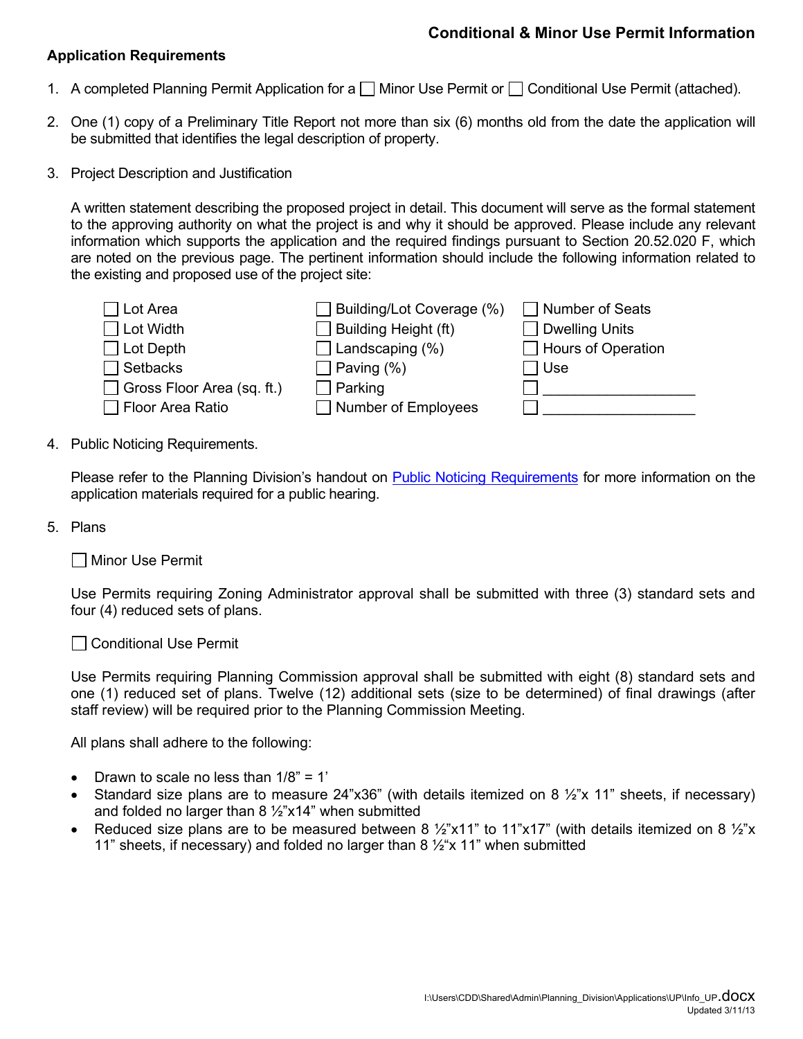## Conditional & Minor Use Permit Information

### Application Requirements

1. A completed Planning Permit Application for a ☐ Minor Use Permit or ☐ Conditional Use Permit (attached).

2. One (1) copy of a Preliminary Title Report not more than six (6) months old from the date the application will be submitted that identifies the legal description of property.

3. Project Description and Justification

   A written statement describing the proposed project in detail. This document will serve as the formal statement to the approving authority on what the project is and why it should be approved. Please include any relevant information which supports the application and the required findings pursuant to Section 20.52.020 F, which are noted on the previous page. The pertinent information should include the following information related to the existing and proposed use of the project site:

   | | | |
   |---|---|---|
   | ☐ Lot Area | ☐ Building/Lot Coverage (%) | ☐ Number of Seats |
   | ☐ Lot Width | ☐ Building Height (ft) | ☐ Dwelling Units |
   | ☐ Lot Depth | ☐ Landscaping (%) | ☐ Hours of Operation |
   | ☐ Setbacks | ☐ Paving (%) | ☐ Use |
   | ☐ Gross Floor Area (sq. ft.) | ☐ Parking | ☐ ________________ |
   | ☐ Floor Area Ratio | ☐ Number of Employees | ☐ ________________ |

4. Public Noticing Requirements.

   Please refer to the Planning Division's handout on Public Noticing Requirements for more information on the application materials required for a public hearing.

5. Plans

   ☐ Minor Use Permit

   Use Permits requiring Zoning Administrator approval shall be submitted with three (3) standard sets and four (4) reduced sets of plans.

   ☐ Conditional Use Permit

   Use Permits requiring Planning Commission approval shall be submitted with eight (8) standard sets and one (1) reduced set of plans. Twelve (12) additional sets (size to be determined) of final drawings (after staff review) will be required prior to the Planning Commission Meeting.

   All plans shall adhere to the following:

   - Drawn to scale no less than 1/8" = 1'
   - Standard size plans are to measure 24"x36" (with details itemized on 8 ½"x 11" sheets, if necessary) and folded no larger than 8 ½"x14" when submitted
   - Reduced size plans are to be measured between 8 ½"x11" to 11"x17" (with details itemized on 8 ½"x 11" sheets, if necessary) and folded no larger than 8 ½"x 11" when submitted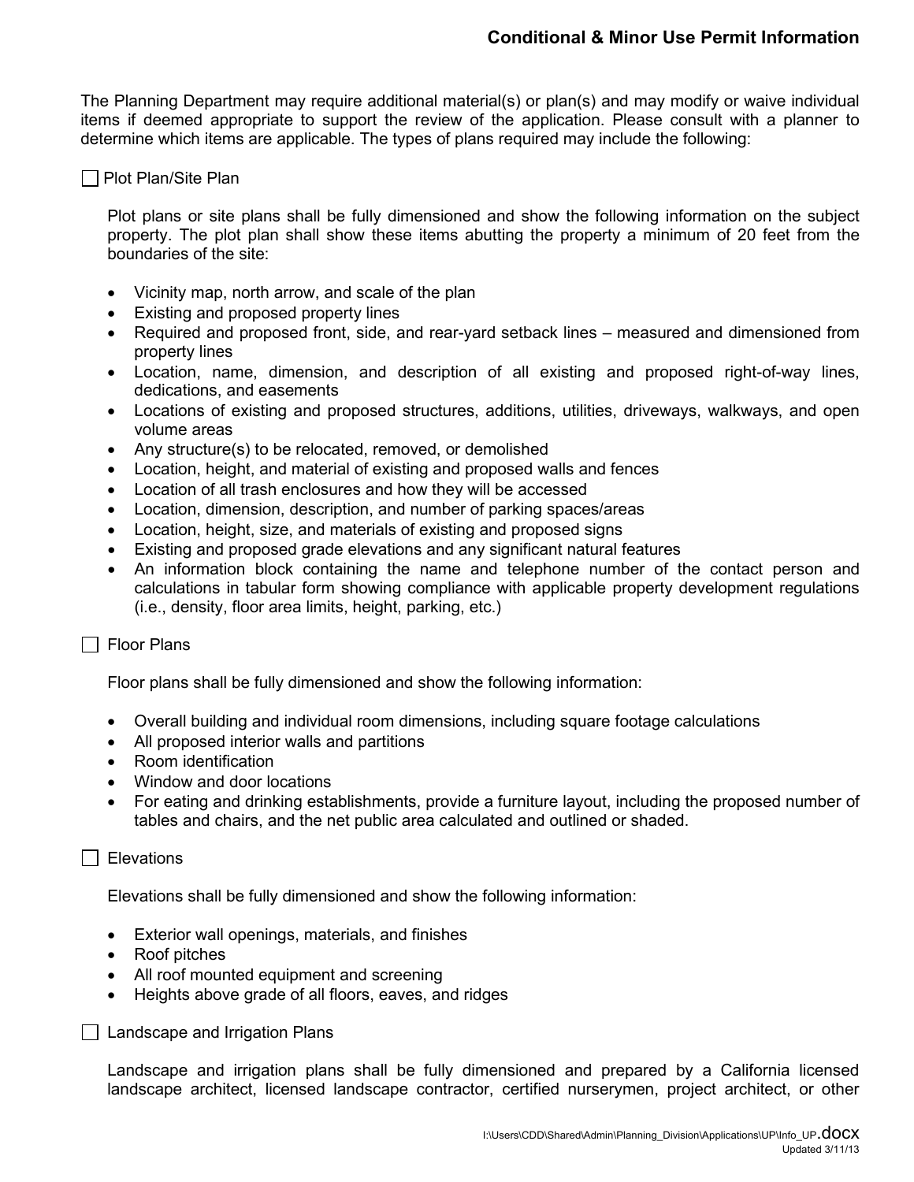The Planning Department may require additional material(s) or plan(s) and may modify or waive individual items if deemed appropriate to support the review of the application. Please consult with a planner to determine which items are applicable. The types of plans required may include the following:

☐ Plot Plan/Site Plan

Plot plans or site plans shall be fully dimensioned and show the following information on the subject property. The plot plan shall show these items abutting the property a minimum of 20 feet from the boundaries of the site:

- Vicinity map, north arrow, and scale of the plan
- Existing and proposed property lines
- Required and proposed front, side, and rear-yard setback lines – measured and dimensioned from property lines
- Location, name, dimension, and description of all existing and proposed right-of-way lines, dedications, and easements
- Locations of existing and proposed structures, additions, utilities, driveways, walkways, and open volume areas
- Any structure(s) to be relocated, removed, or demolished
- Location, height, and material of existing and proposed walls and fences
- Location of all trash enclosures and how they will be accessed
- Location, dimension, description, and number of parking spaces/areas
- Location, height, size, and materials of existing and proposed signs
- Existing and proposed grade elevations and any significant natural features
- An information block containing the name and telephone number of the contact person and calculations in tabular form showing compliance with applicable property development regulations (i.e., density, floor area limits, height, parking, etc.)

☐ Floor Plans

Floor plans shall be fully dimensioned and show the following information:

- Overall building and individual room dimensions, including square footage calculations
- All proposed interior walls and partitions
- Room identification
- Window and door locations
- For eating and drinking establishments, provide a furniture layout, including the proposed number of tables and chairs, and the net public area calculated and outlined or shaded.

☐ Elevations

Elevations shall be fully dimensioned and show the following information:

- Exterior wall openings, materials, and finishes
- Roof pitches
- All roof mounted equipment and screening
- Heights above grade of all floors, eaves, and ridges

☐ Landscape and Irrigation Plans

Landscape and irrigation plans shall be fully dimensioned and prepared by a California licensed landscape architect, licensed landscape contractor, certified nurserymen, project architect, or other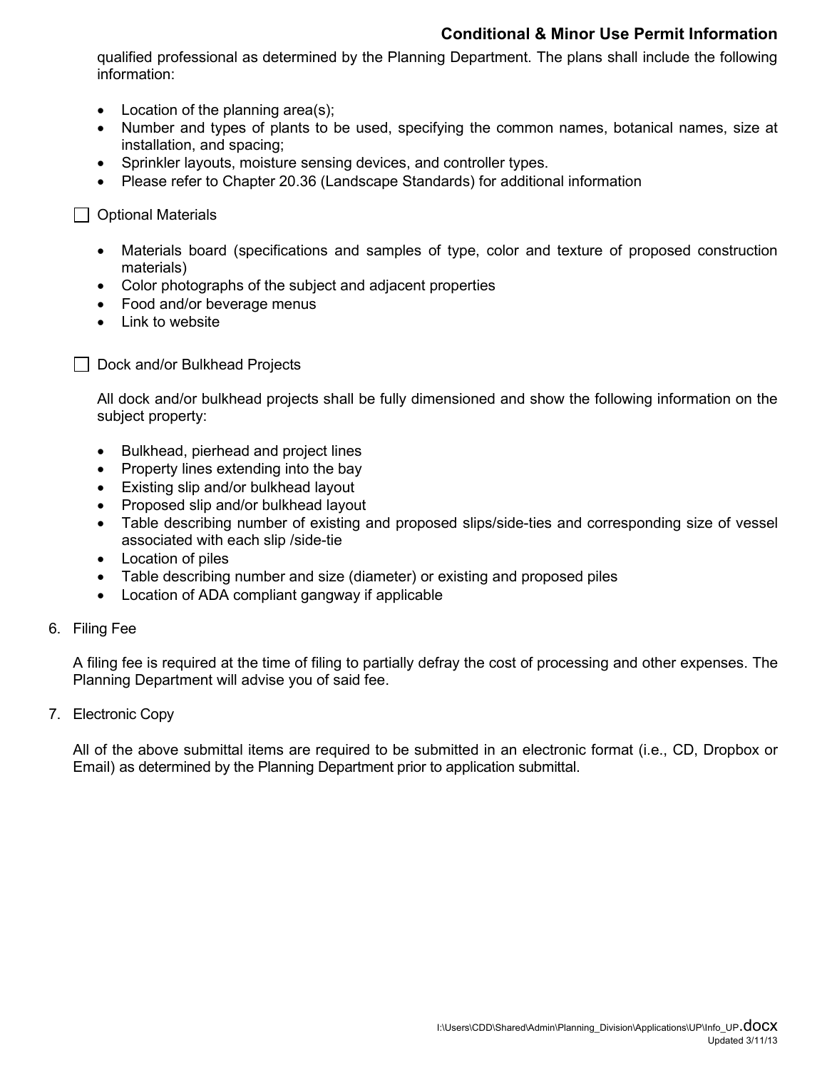qualified professional as determined by the Planning Department. The plans shall include the following information:

- Location of the planning area(s);
- Number and types of plants to be used, specifying the common names, botanical names, size at installation, and spacing;
- Sprinkler layouts, moisture sensing devices, and controller types.
- Please refer to Chapter 20.36 (Landscape Standards) for additional information

☐ Optional Materials

- Materials board (specifications and samples of type, color and texture of proposed construction materials)
- Color photographs of the subject and adjacent properties
- Food and/or beverage menus
- Link to website

☐ Dock and/or Bulkhead Projects

All dock and/or bulkhead projects shall be fully dimensioned and show the following information on the subject property:

- Bulkhead, pierhead and project lines
- Property lines extending into the bay
- Existing slip and/or bulkhead layout
- Proposed slip and/or bulkhead layout
- Table describing number of existing and proposed slips/side-ties and corresponding size of vessel associated with each slip /side-tie
- Location of piles
- Table describing number and size (diameter) or existing and proposed piles
- Location of ADA compliant gangway if applicable

6. Filing Fee

   A filing fee is required at the time of filing to partially defray the cost of processing and other expenses. The Planning Department will advise you of said fee.

7. Electronic Copy

   All of the above submittal items are required to be submitted in an electronic format (i.e., CD, Dropbox or Email) as determined by the Planning Department prior to application submittal.